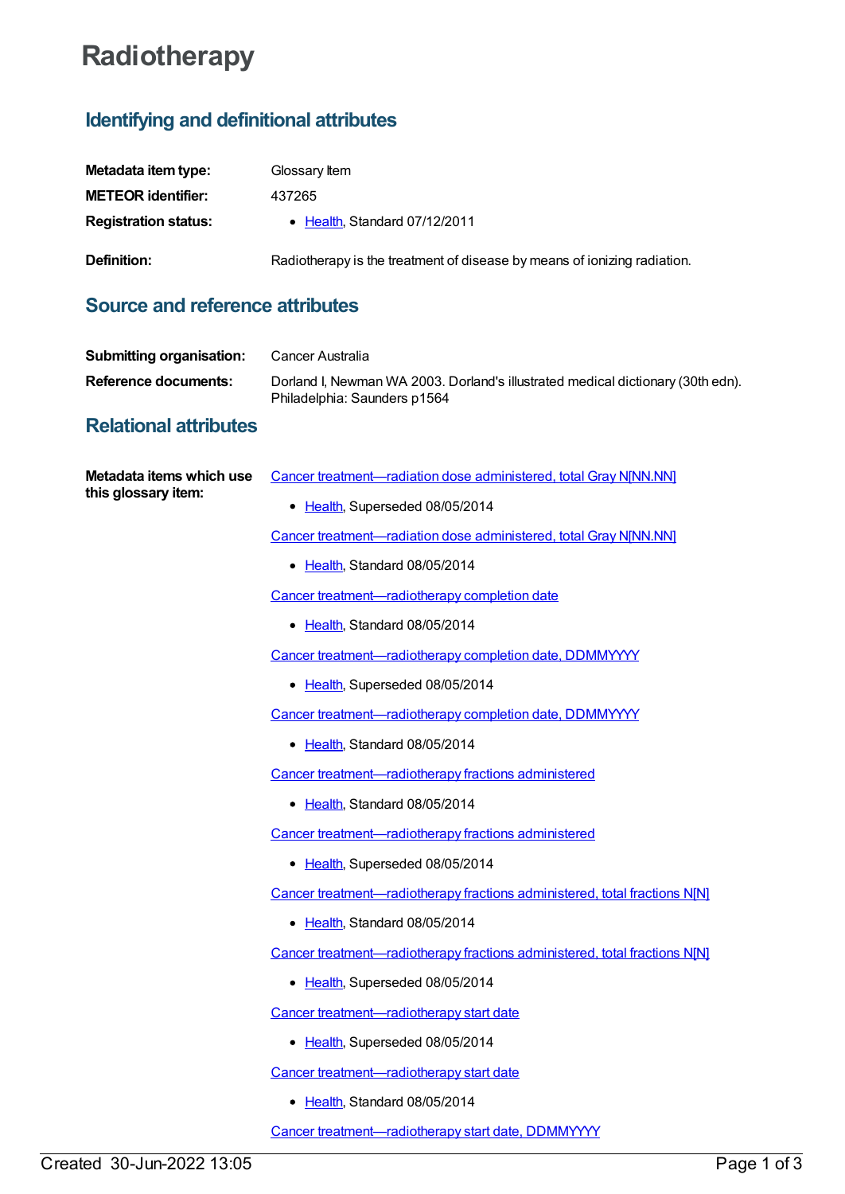# Radiotherapy

## Identifying and definitional attributes

**Metadata item type:** Glossary Item

**METEOR identifier:** 437265

**Registration status:**
- Health, Standard 07/12/2011

**Definition:** Radiotherapy is the treatment of disease by means of ionizing radiation.

## Source and reference attributes

**Submitting organisation:** Cancer Australia

**Reference documents:** Dorland I, Newman WA 2003. Dorland's illustrated medical dictionary (30th edn). Philadelphia: Saunders p1564

## Relational attributes

**Metadata items which use this glossary item:**

Cancer treatment—radiation dose administered, total Gray N[NN.NN]
- Health, Superseded 08/05/2014

Cancer treatment—radiation dose administered, total Gray N[NN.NN]
- Health, Standard 08/05/2014

Cancer treatment—radiotherapy completion date
- Health, Standard 08/05/2014

Cancer treatment—radiotherapy completion date, DDMMYYYY
- Health, Superseded 08/05/2014

Cancer treatment—radiotherapy completion date, DDMMYYYY
- Health, Standard 08/05/2014

Cancer treatment—radiotherapy fractions administered
- Health, Standard 08/05/2014

Cancer treatment—radiotherapy fractions administered
- Health, Superseded 08/05/2014

Cancer treatment—radiotherapy fractions administered, total fractions N[N]
- Health, Standard 08/05/2014

Cancer treatment—radiotherapy fractions administered, total fractions N[N]
- Health, Superseded 08/05/2014

Cancer treatment—radiotherapy start date
- Health, Superseded 08/05/2014

Cancer treatment—radiotherapy start date
- Health, Standard 08/05/2014

Cancer treatment—radiotherapy start date, DDMMYYYY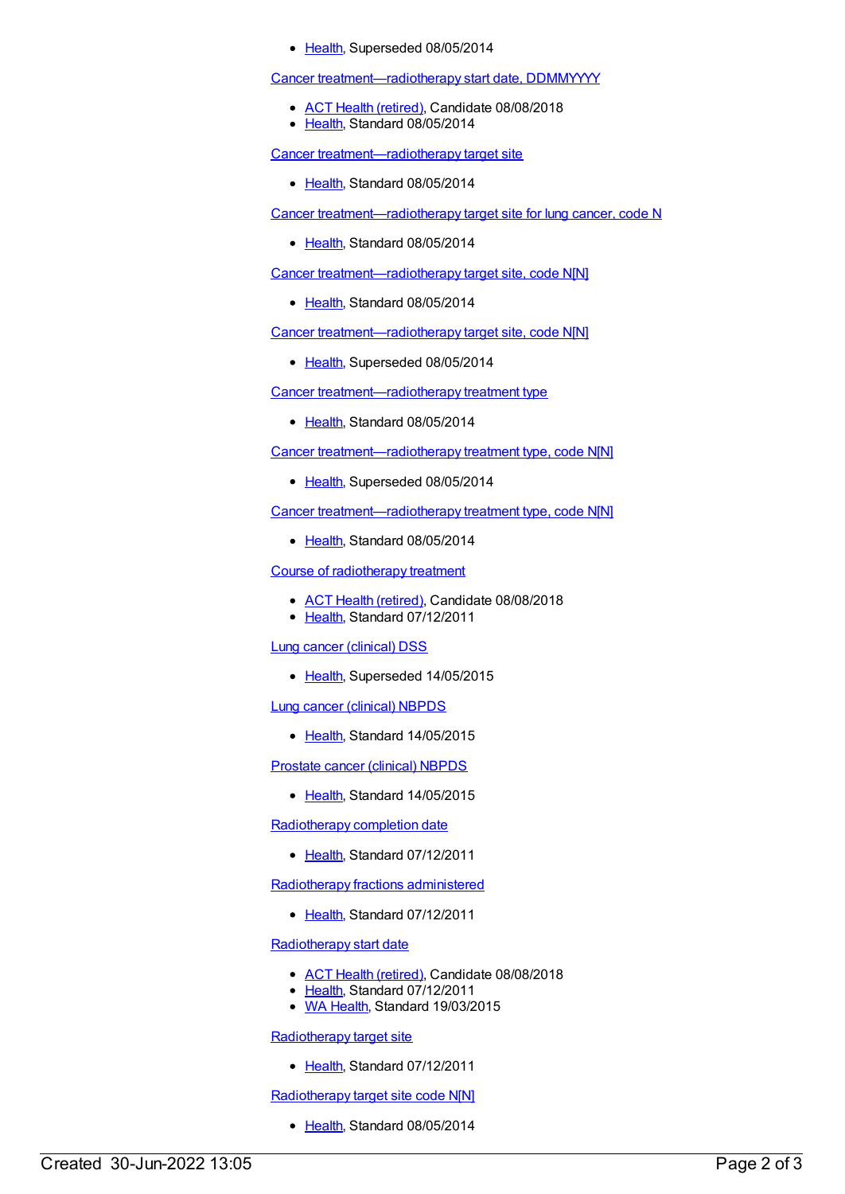- Health, Superseded 08/05/2014

Cancer treatment—radiotherapy start date, DDMMYYYY

- ACT Health (retired), Candidate 08/08/2018
- Health, Standard 08/05/2014

Cancer treatment—radiotherapy target site

- Health, Standard 08/05/2014

Cancer treatment—radiotherapy target site for lung cancer, code N

- Health, Standard 08/05/2014

Cancer treatment—radiotherapy target site, code N[N]

- Health, Standard 08/05/2014

Cancer treatment—radiotherapy target site, code N[N]

- Health, Superseded 08/05/2014

Cancer treatment—radiotherapy treatment type

- Health, Standard 08/05/2014

Cancer treatment—radiotherapy treatment type, code N[N]

- Health, Superseded 08/05/2014

Cancer treatment—radiotherapy treatment type, code N[N]

- Health, Standard 08/05/2014

Course of radiotherapy treatment

- ACT Health (retired), Candidate 08/08/2018
- Health, Standard 07/12/2011

Lung cancer (clinical) DSS

- Health, Superseded 14/05/2015

Lung cancer (clinical) NBPDS

- Health, Standard 14/05/2015

Prostate cancer (clinical) NBPDS

- Health, Standard 14/05/2015

Radiotherapy completion date

- Health, Standard 07/12/2011

Radiotherapy fractions administered

- Health, Standard 07/12/2011

Radiotherapy start date

- ACT Health (retired), Candidate 08/08/2018
- Health, Standard 07/12/2011
- WA Health, Standard 19/03/2015

Radiotherapy target site

- Health, Standard 07/12/2011

Radiotherapy target site code N[N]

- Health, Standard 08/05/2014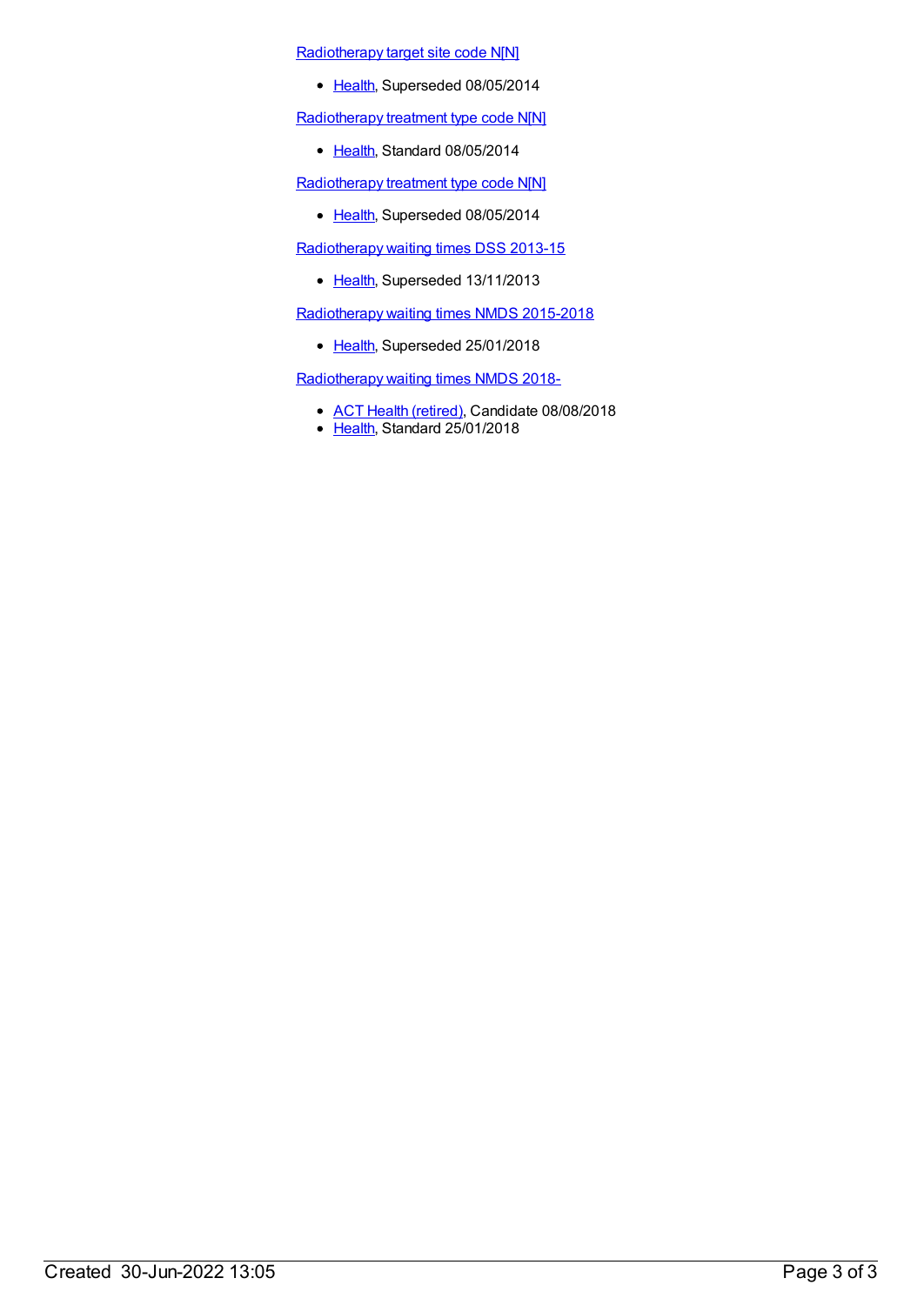Radiotherapy target site code N[N]

- Health, Superseded 08/05/2014

Radiotherapy treatment type code N[N]

- Health, Standard 08/05/2014

Radiotherapy treatment type code N[N]

- Health, Superseded 08/05/2014

Radiotherapy waiting times DSS 2013-15

- Health, Superseded 13/11/2013

Radiotherapy waiting times NMDS 2015-2018

- Health, Superseded 25/01/2018

Radiotherapy waiting times NMDS 2018-

- ACT Health (retired), Candidate 08/08/2018
- Health, Standard 25/01/2018